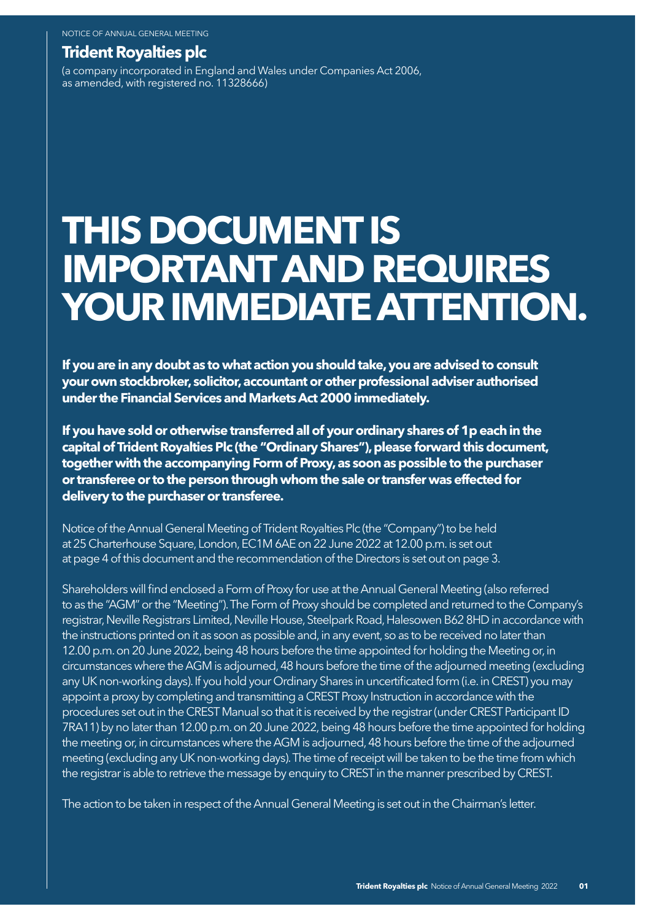NOTICE OF ANNUAL GENERAL MEETING

## Trident Royalties plc

(a company incorporated in England and Wales under Companies Act 2006, as amended, with registered no. 11328666)

# THIS DOCUMENT IS IMPORTANT AND REQUIRES YOUR IMMEDIATE ATTENTION.

**If you are in any doubt as to what action you should take, you are advised to consult your own stockbroker, solicitor, accountant or other professional adviser authorised under the Financial Services and Markets Act 2000 immediately.**

**If you have sold or otherwise transferred all of your ordinary shares of 1p each in the capital of Trident Royalties Plc (the "Ordinary Shares"), please forward this document, together with the accompanying Form of Proxy, as soon as possible to the purchaser or transferee or to the person through whom the sale or transfer was effected for delivery to the purchaser or transferee.**

Notice of the Annual General Meeting of Trident Royalties Plc (the "Company") to be held at 25 Charterhouse Square, London, EC1M 6AE on 22 June 2022 at 12.00 p.m. is set out at page 4 of this document and the recommendation of the Directors is set out on page 3.

Shareholders will find enclosed a Form of Proxy for use at the Annual General Meeting (also referred to as the "AGM" or the "Meeting"). The Form of Proxy should be completed and returned to the Company's registrar, Neville Registrars Limited, Neville House, Steelpark Road, Halesowen B62 8HD in accordance with the instructions printed on it as soon as possible and, in any event, so as to be received no later than 12.00 p.m. on 20 June 2022, being 48 hours before the time appointed for holding the Meeting or, in circumstances where the AGM is adjourned, 48 hours before the time of the adjourned meeting (excluding any UK non-working days). If you hold your Ordinary Shares in uncertificated form (i.e. in CREST) you may appoint a proxy by completing and transmitting a CREST Proxy Instruction in accordance with the procedures set out in the CREST Manual so that it is received by the registrar (under CREST Participant ID 7RA11) by no later than 12.00 p.m. on 20 June 2022, being 48 hours before the time appointed for holding the meeting or, in circumstances where the AGM is adjourned, 48 hours before the time of the adjourned meeting (excluding any UK non-working days). The time of receipt will be taken to be the time from which the registrar is able to retrieve the message by enquiry to CREST in the manner prescribed by CREST.

The action to be taken in respect of the Annual General Meeting is set out in the Chairman's letter.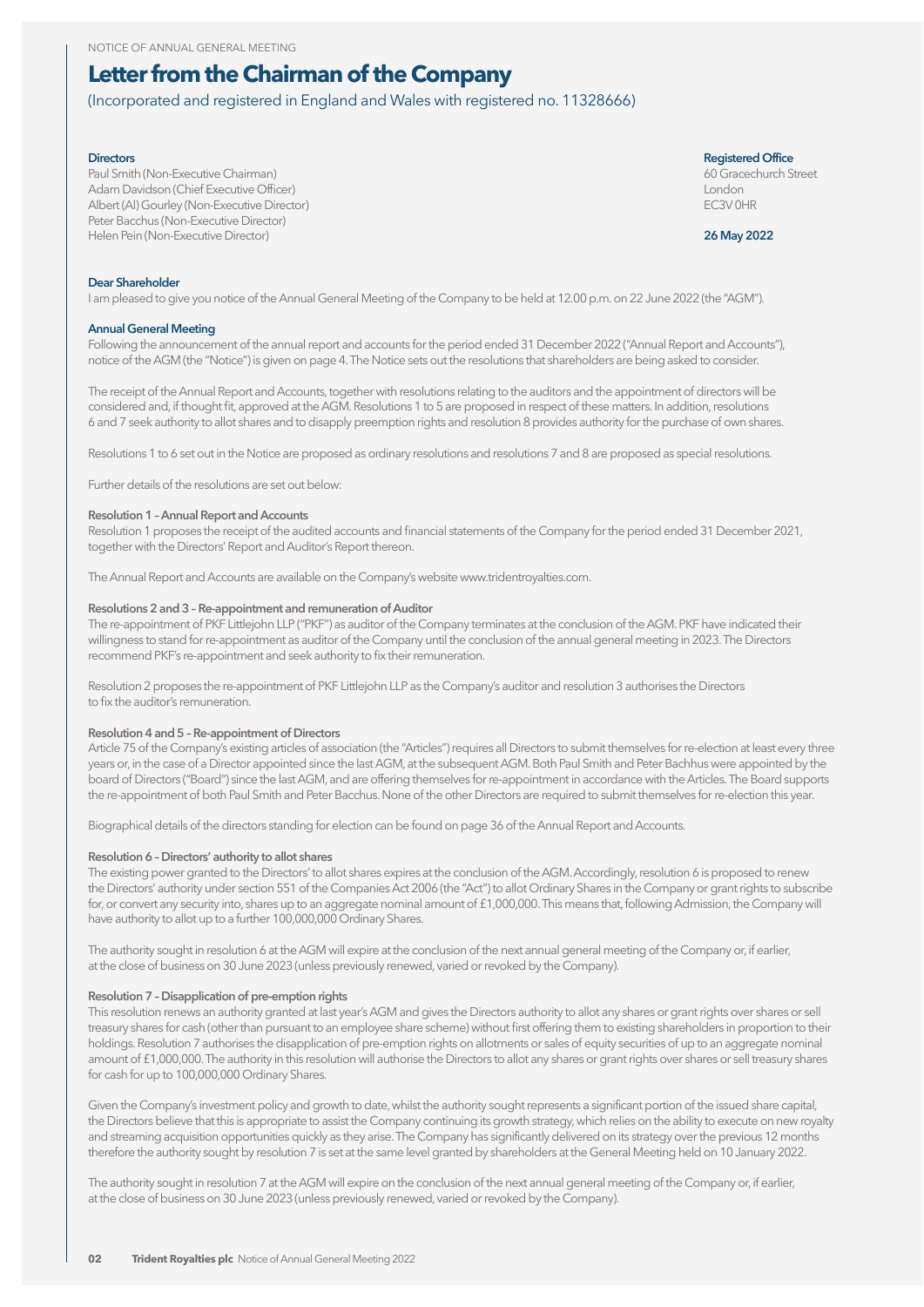# Letter from the Chairman of the Company

(Incorporated and registered in England and Wales with registered no. 11328666)

**Directors**
Paul Smith (Non-Executive Chairman)
Adam Davidson (Chief Executive Officer)
Albert (Al) Gourley (Non-Executive Director)
Peter Bacchus (Non-Executive Director)
Helen Pein (Non-Executive Director)

**Registered Office**
60 Gracechurch Street
London
EC3V 0HR

**26 May 2022**

**Dear Shareholder**

I am pleased to give you notice of the Annual General Meeting of the Company to be held at 12.00 p.m. on 22 June 2022 (the "AGM").

**Annual General Meeting**

Following the announcement of the annual report and accounts for the period ended 31 December 2022 ("Annual Report and Accounts"), notice of the AGM (the "Notice") is given on page 4. The Notice sets out the resolutions that shareholders are being asked to consider.

The receipt of the Annual Report and Accounts, together with resolutions relating to the auditors and the appointment of directors will be considered and, if thought fit, approved at the AGM. Resolutions 1 to 5 are proposed in respect of these matters. In addition, resolutions 6 and 7 seek authority to allot shares and to disapply preemption rights and resolution 8 provides authority for the purchase of own shares.

Resolutions 1 to 6 set out in the Notice are proposed as ordinary resolutions and resolutions 7 and 8 are proposed as special resolutions.

Further details of the resolutions are set out below:

**Resolution 1 – Annual Report and Accounts**

Resolution 1 proposes the receipt of the audited accounts and financial statements of the Company for the period ended 31 December 2021, together with the Directors' Report and Auditor's Report thereon.

The Annual Report and Accounts are available on the Company's website www.tridentroyalties.com.

**Resolutions 2 and 3 – Re-appointment and remuneration of Auditor**

The re-appointment of PKF Littlejohn LLP ("PKF") as auditor of the Company terminates at the conclusion of the AGM. PKF have indicated their willingness to stand for re-appointment as auditor of the Company until the conclusion of the annual general meeting in 2023. The Directors recommend PKF's re-appointment and seek authority to fix their remuneration.

Resolution 2 proposes the re-appointment of PKF Littlejohn LLP as the Company's auditor and resolution 3 authorises the Directors to fix the auditor's remuneration.

**Resolution 4 and 5 – Re-appointment of Directors**

Article 75 of the Company's existing articles of association (the "Articles") requires all Directors to submit themselves for re-election at least every three years or, in the case of a Director appointed since the last AGM, at the subsequent AGM. Both Paul Smith and Peter Bachhus were appointed by the board of Directors ("Board") since the last AGM, and are offering themselves for re-appointment in accordance with the Articles. The Board supports the re-appointment of both Paul Smith and Peter Bacchus. None of the other Directors are required to submit themselves for re-election this year.

Biographical details of the directors standing for election can be found on page 36 of the Annual Report and Accounts.

**Resolution 6 – Directors' authority to allot shares**

The existing power granted to the Directors' to allot shares expires at the conclusion of the AGM. Accordingly, resolution 6 is proposed to renew the Directors' authority under section 551 of the Companies Act 2006 (the "Act") to allot Ordinary Shares in the Company or grant rights to subscribe for, or convert any security into, shares up to an aggregate nominal amount of £1,000,000. This means that, following Admission, the Company will have authority to allot up to a further 100,000,000 Ordinary Shares.

The authority sought in resolution 6 at the AGM will expire at the conclusion of the next annual general meeting of the Company or, if earlier, at the close of business on 30 June 2023 (unless previously renewed, varied or revoked by the Company).

**Resolution 7 – Disapplication of pre-emption rights**

This resolution renews an authority granted at last year's AGM and gives the Directors authority to allot any shares or grant rights over shares or sell treasury shares for cash (other than pursuant to an employee share scheme) without first offering them to existing shareholders in proportion to their holdings. Resolution 7 authorises the disapplication of pre-emption rights on allotments or sales of equity securities of up to an aggregate nominal amount of £1,000,000. The authority in this resolution will authorise the Directors to allot any shares or grant rights over shares or sell treasury shares for cash for up to 100,000,000 Ordinary Shares.

Given the Company's investment policy and growth to date, whilst the authority sought represents a significant portion of the issued share capital, the Directors believe that this is appropriate to assist the Company continuing its growth strategy, which relies on the ability to execute on new royalty and streaming acquisition opportunities quickly as they arise. The Company has significantly delivered on its strategy over the previous 12 months therefore the authority sought by resolution 7 is set at the same level granted by shareholders at the General Meeting held on 10 January 2022.

The authority sought in resolution 7 at the AGM will expire on the conclusion of the next annual general meeting of the Company or, if earlier, at the close of business on 30 June 2023 (unless previously renewed, varied or revoked by the Company).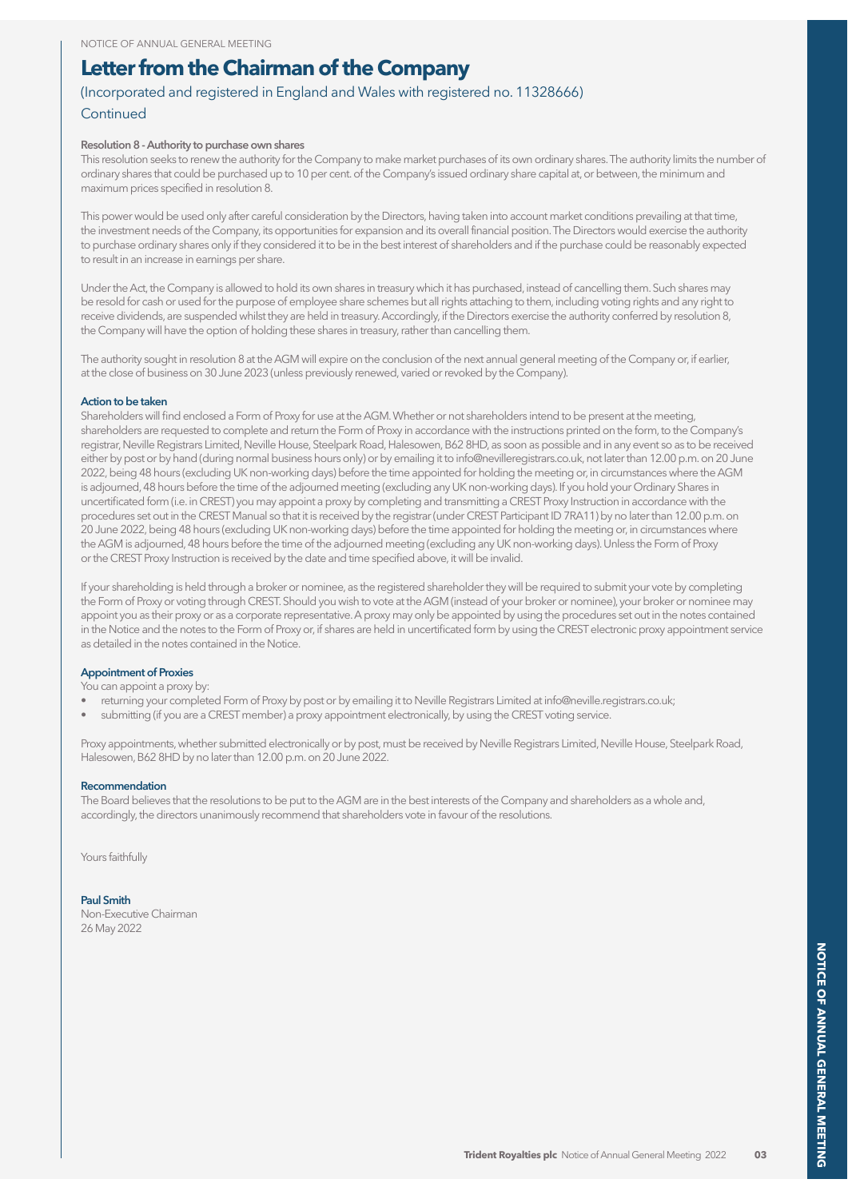# Letter from the Chairman of the Company

(Incorporated and registered in England and Wales with registered no. 11328666)

Continued

### Resolution 8 - Authority to purchase own shares

This resolution seeks to renew the authority for the Company to make market purchases of its own ordinary shares. The authority limits the number of ordinary shares that could be purchased up to 10 per cent. of the Company's issued ordinary share capital at, or between, the minimum and maximum prices specified in resolution 8.

This power would be used only after careful consideration by the Directors, having taken into account market conditions prevailing at that time, the investment needs of the Company, its opportunities for expansion and its overall financial position. The Directors would exercise the authority to purchase ordinary shares only if they considered it to be in the best interest of shareholders and if the purchase could be reasonably expected to result in an increase in earnings per share.

Under the Act, the Company is allowed to hold its own shares in treasury which it has purchased, instead of cancelling them. Such shares may be resold for cash or used for the purpose of employee share schemes but all rights attaching to them, including voting rights and any right to receive dividends, are suspended whilst they are held in treasury. Accordingly, if the Directors exercise the authority conferred by resolution 8, the Company will have the option of holding these shares in treasury, rather than cancelling them.

The authority sought in resolution 8 at the AGM will expire on the conclusion of the next annual general meeting of the Company or, if earlier, at the close of business on 30 June 2023 (unless previously renewed, varied or revoked by the Company).

### Action to be taken

Shareholders will find enclosed a Form of Proxy for use at the AGM. Whether or not shareholders intend to be present at the meeting, shareholders are requested to complete and return the Form of Proxy in accordance with the instructions printed on the form, to the Company's registrar, Neville Registrars Limited, Neville House, Steelpark Road, Halesowen, B62 8HD, as soon as possible and in any event so as to be received either by post or by hand (during normal business hours only) or by emailing it to info@nevilleregistrars.co.uk, not later than 12.00 p.m. on 20 June 2022, being 48 hours (excluding UK non-working days) before the time appointed for holding the meeting or, in circumstances where the AGM is adjourned, 48 hours before the time of the adjourned meeting (excluding any UK non-working days). If you hold your Ordinary Shares in uncertificated form (i.e. in CREST) you may appoint a proxy by completing and transmitting a CREST Proxy Instruction in accordance with the procedures set out in the CREST Manual so that it is received by the registrar (under CREST Participant ID 7RA11) by no later than 12.00 p.m. on 20 June 2022, being 48 hours (excluding UK non-working days) before the time appointed for holding the meeting or, in circumstances where the AGM is adjourned, 48 hours before the time of the adjourned meeting (excluding any UK non-working days). Unless the Form of Proxy or the CREST Proxy Instruction is received by the date and time specified above, it will be invalid.

If your shareholding is held through a broker or nominee, as the registered shareholder they will be required to submit your vote by completing the Form of Proxy or voting through CREST. Should you wish to vote at the AGM (instead of your broker or nominee), your broker or nominee may appoint you as their proxy or as a corporate representative. A proxy may only be appointed by using the procedures set out in the notes contained in the Notice and the notes to the Form of Proxy or, if shares are held in uncertificated form by using the CREST electronic proxy appointment service as detailed in the notes contained in the Notice.

### Appointment of Proxies

You can appoint a proxy by:

- returning your completed Form of Proxy by post or by emailing it to Neville Registrars Limited at info@neville.registrars.co.uk;
- submitting (if you are a CREST member) a proxy appointment electronically, by using the CREST voting service.

Proxy appointments, whether submitted electronically or by post, must be received by Neville Registrars Limited, Neville House, Steelpark Road, Halesowen, B62 8HD by no later than 12.00 p.m. on 20 June 2022.

### Recommendation

The Board believes that the resolutions to be put to the AGM are in the best interests of the Company and shareholders as a whole and, accordingly, the directors unanimously recommend that shareholders vote in favour of the resolutions.

Yours faithfully

**Paul Smith**
Non-Executive Chairman
26 May 2022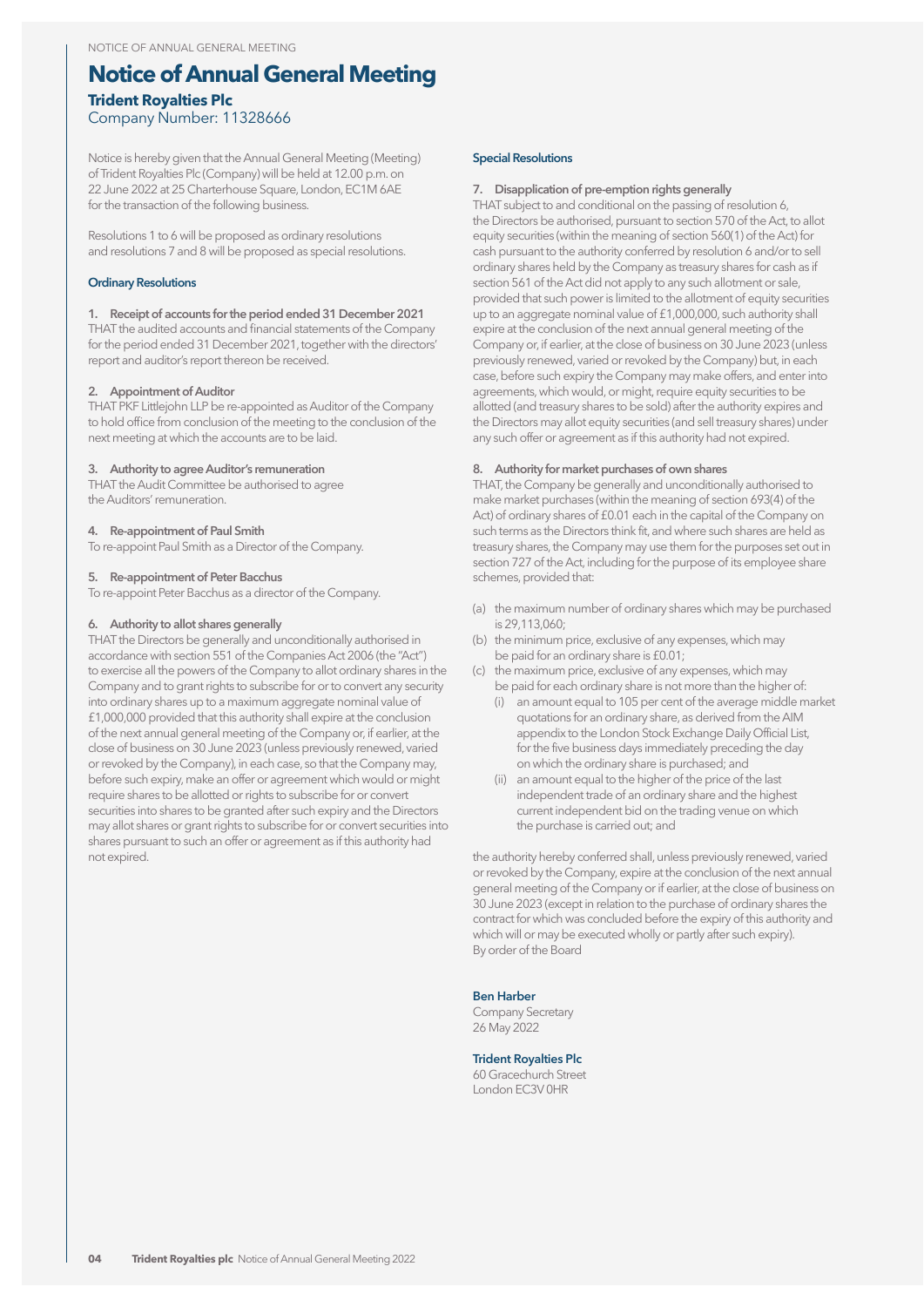# Notice of Annual General Meeting

**Trident Royalties Plc**

Company Number: 11328666

Notice is hereby given that the Annual General Meeting (Meeting) of Trident Royalties Plc (Company) will be held at 12.00 p.m. on 22 June 2022 at 25 Charterhouse Square, London, EC1M 6AE for the transaction of the following business.

Resolutions 1 to 6 will be proposed as ordinary resolutions and resolutions 7 and 8 will be proposed as special resolutions.

## Ordinary Resolutions

### 1. Receipt of accounts for the period ended 31 December 2021

THAT the audited accounts and financial statements of the Company for the period ended 31 December 2021, together with the directors' report and auditor's report thereon be received.

### 2. Appointment of Auditor

THAT PKF Littlejohn LLP be re-appointed as Auditor of the Company to hold office from conclusion of the meeting to the conclusion of the next meeting at which the accounts are to be laid.

### 3. Authority to agree Auditor's remuneration

THAT the Audit Committee be authorised to agree the Auditors' remuneration.

### 4. Re-appointment of Paul Smith

To re-appoint Paul Smith as a Director of the Company.

### 5. Re-appointment of Peter Bacchus

To re-appoint Peter Bacchus as a director of the Company.

### 6. Authority to allot shares generally

THAT the Directors be generally and unconditionally authorised in accordance with section 551 of the Companies Act 2006 (the "Act") to exercise all the powers of the Company to allot ordinary shares in the Company and to grant rights to subscribe for or to convert any security into ordinary shares up to a maximum aggregate nominal value of £1,000,000 provided that this authority shall expire at the conclusion of the next annual general meeting of the Company or, if earlier, at the close of business on 30 June 2023 (unless previously renewed, varied or revoked by the Company), in each case, so that the Company may, before such expiry, make an offer or agreement which would or might require shares to be allotted or rights to subscribe for or convert securities into shares to be granted after such expiry and the Directors may allot shares or grant rights to subscribe for or convert securities into shares pursuant to such an offer or agreement as if this authority had not expired.

## Special Resolutions

### 7. Disapplication of pre-emption rights generally

THAT subject to and conditional on the passing of resolution 6, the Directors be authorised, pursuant to section 570 of the Act, to allot equity securities (within the meaning of section 560(1) of the Act) for cash pursuant to the authority conferred by resolution 6 and/or to sell ordinary shares held by the Company as treasury shares for cash as if section 561 of the Act did not apply to any such allotment or sale, provided that such power is limited to the allotment of equity securities up to an aggregate nominal value of £1,000,000, such authority shall expire at the conclusion of the next annual general meeting of the Company or, if earlier, at the close of business on 30 June 2023 (unless previously renewed, varied or revoked by the Company) but, in each case, before such expiry the Company may make offers, and enter into agreements, which would, or might, require equity securities to be allotted (and treasury shares to be sold) after the authority expires and the Directors may allot equity securities (and sell treasury shares) under any such offer or agreement as if this authority had not expired.

### 8. Authority for market purchases of own shares

THAT, the Company be generally and unconditionally authorised to make market purchases (within the meaning of section 693(4) of the Act) of ordinary shares of £0.01 each in the capital of the Company on such terms as the Directors think fit, and where such shares are held as treasury shares, the Company may use them for the purposes set out in section 727 of the Act, including for the purpose of its employee share schemes, provided that:

(a) the maximum number of ordinary shares which may be purchased is 29,113,060;

(b) the minimum price, exclusive of any expenses, which may be paid for an ordinary share is £0.01;

(c) the maximum price, exclusive of any expenses, which may be paid for each ordinary share is not more than the higher of:

  (i) an amount equal to 105 per cent of the average middle market quotations for an ordinary share, as derived from the AIM appendix to the London Stock Exchange Daily Official List, for the five business days immediately preceding the day on which the ordinary share is purchased; and

  (ii) an amount equal to the higher of the price of the last independent trade of an ordinary share and the highest current independent bid on the trading venue on which the purchase is carried out; and

the authority hereby conferred shall, unless previously renewed, varied or revoked by the Company, expire at the conclusion of the next annual general meeting of the Company or if earlier, at the close of business on 30 June 2023 (except in relation to the purchase of ordinary shares the contract for which was concluded before the expiry of this authority and which will or may be executed wholly or partly after such expiry).

By order of the Board

**Ben Harber**

Company Secretary

26 May 2022

**Trident Royalties Plc**

60 Gracechurch Street

London EC3V 0HR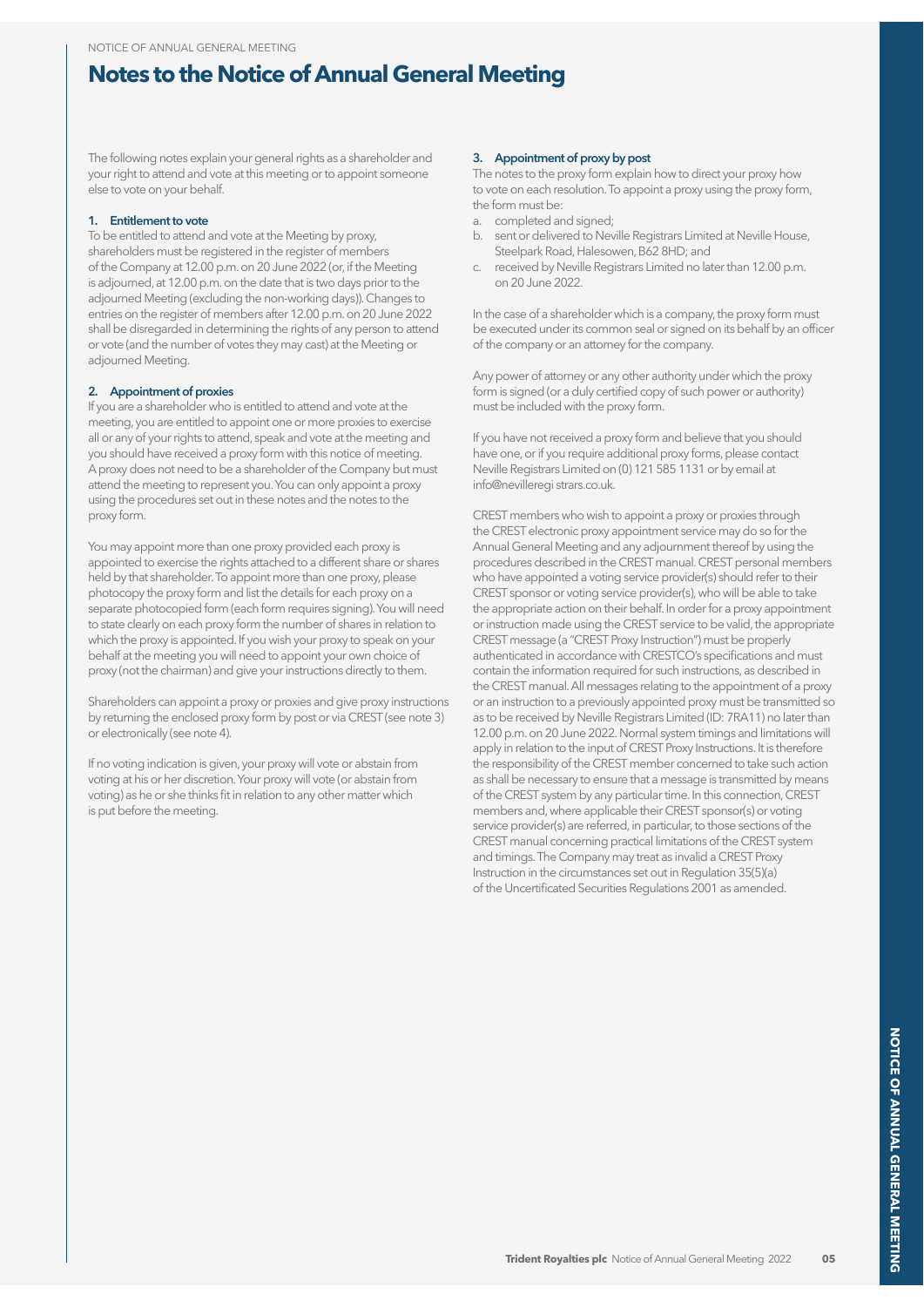# Notes to the Notice of Annual General Meeting

The following notes explain your general rights as a shareholder and your right to attend and vote at this meeting or to appoint someone else to vote on your behalf.

### 1. Entitlement to vote

To be entitled to attend and vote at the Meeting by proxy, shareholders must be registered in the register of members of the Company at 12.00 p.m. on 20 June 2022 (or, if the Meeting is adjourned, at 12.00 p.m. on the date that is two days prior to the adjourned Meeting (excluding the non-working days)). Changes to entries on the register of members after 12.00 p.m. on 20 June 2022 shall be disregarded in determining the rights of any person to attend or vote (and the number of votes they may cast) at the Meeting or adjourned Meeting.

### 2. Appointment of proxies

If you are a shareholder who is entitled to attend and vote at the meeting, you are entitled to appoint one or more proxies to exercise all or any of your rights to attend, speak and vote at the meeting and you should have received a proxy form with this notice of meeting. A proxy does not need to be a shareholder of the Company but must attend the meeting to represent you. You can only appoint a proxy using the procedures set out in these notes and the notes to the proxy form.

You may appoint more than one proxy provided each proxy is appointed to exercise the rights attached to a different share or shares held by that shareholder. To appoint more than one proxy, please photocopy the proxy form and list the details for each proxy on a separate photocopied form (each form requires signing). You will need to state clearly on each proxy form the number of shares in relation to which the proxy is appointed. If you wish your proxy to speak on your behalf at the meeting you will need to appoint your own choice of proxy (not the chairman) and give your instructions directly to them.

Shareholders can appoint a proxy or proxies and give proxy instructions by returning the enclosed proxy form by post or via CREST (see note 3) or electronically (see note 4).

If no voting indication is given, your proxy will vote or abstain from voting at his or her discretion. Your proxy will vote (or abstain from voting) as he or she thinks fit in relation to any other matter which is put before the meeting.

### 3. Appointment of proxy by post

The notes to the proxy form explain how to direct your proxy how to vote on each resolution. To appoint a proxy using the proxy form, the form must be:

a. completed and signed;
b. sent or delivered to Neville Registrars Limited at Neville House, Steelpark Road, Halesowen, B62 8HD; and
c. received by Neville Registrars Limited no later than 12.00 p.m. on 20 June 2022.

In the case of a shareholder which is a company, the proxy form must be executed under its common seal or signed on its behalf by an officer of the company or an attorney for the company.

Any power of attorney or any other authority under which the proxy form is signed (or a duly certified copy of such power or authority) must be included with the proxy form.

If you have not received a proxy form and believe that you should have one, or if you require additional proxy forms, please contact Neville Registrars Limited on (0) 121 585 1131 or by email at info@nevilleregistrars.co.uk.

CREST members who wish to appoint a proxy or proxies through the CREST electronic proxy appointment service may do so for the Annual General Meeting and any adjournment thereof by using the procedures described in the CREST manual. CREST personal members who have appointed a voting service provider(s) should refer to their CREST sponsor or voting service provider(s), who will be able to take the appropriate action on their behalf. In order for a proxy appointment or instruction made using the CREST service to be valid, the appropriate CREST message (a "CREST Proxy Instruction") must be properly authenticated in accordance with CRESTCO's specifications and must contain the information required for such instructions, as described in the CREST manual. All messages relating to the appointment of a proxy or an instruction to a previously appointed proxy must be transmitted so as to be received by Neville Registrars Limited (ID: 7RA11) no later than 12.00 p.m. on 20 June 2022. Normal system timings and limitations will apply in relation to the input of CREST Proxy Instructions. It is therefore the responsibility of the CREST member concerned to take such action as shall be necessary to ensure that a message is transmitted by means of the CREST system by any particular time. In this connection, CREST members and, where applicable their CREST sponsor(s) or voting service provider(s) are referred, in particular, to those sections of the CREST manual concerning practical limitations of the CREST system and timings. The Company may treat as invalid a CREST Proxy Instruction in the circumstances set out in Regulation 35(5)(a) of the Uncertificated Securities Regulations 2001 as amended.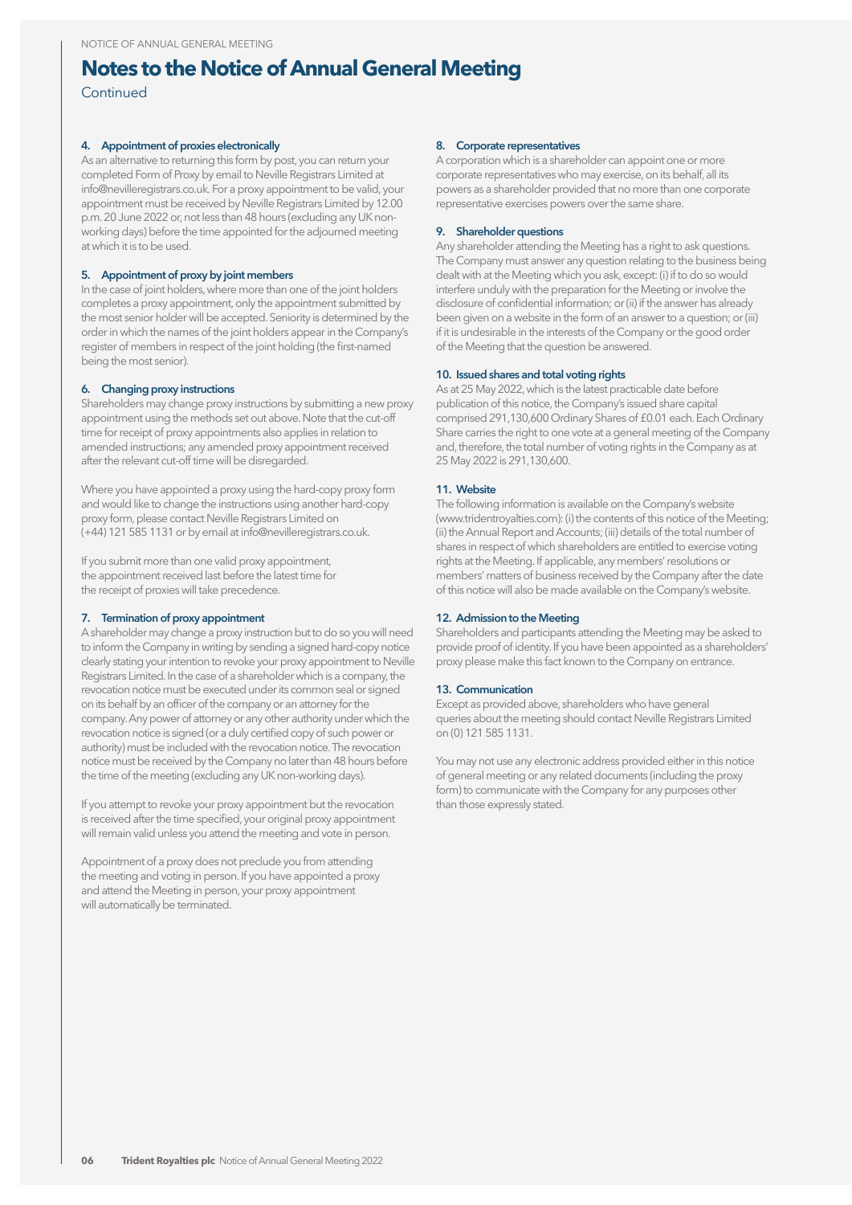# Notes to the Notice of Annual General Meeting

Continued

### 4. Appointment of proxies electronically

As an alternative to returning this form by post, you can return your completed Form of Proxy by email to Neville Registrars Limited at info@nevilleregistrars.co.uk. For a proxy appointment to be valid, your appointment must be received by Neville Registrars Limited by 12.00 p.m. 20 June 2022 or, not less than 48 hours (excluding any UK non-working days) before the time appointed for the adjourned meeting at which it is to be used.

### 5. Appointment of proxy by joint members

In the case of joint holders, where more than one of the joint holders completes a proxy appointment, only the appointment submitted by the most senior holder will be accepted. Seniority is determined by the order in which the names of the joint holders appear in the Company's register of members in respect of the joint holding (the first-named being the most senior).

### 6. Changing proxy instructions

Shareholders may change proxy instructions by submitting a new proxy appointment using the methods set out above. Note that the cut-off time for receipt of proxy appointments also applies in relation to amended instructions; any amended proxy appointment received after the relevant cut-off time will be disregarded.

Where you have appointed a proxy using the hard-copy proxy form and would like to change the instructions using another hard-copy proxy form, please contact Neville Registrars Limited on (+44) 121 585 1131 or by email at info@nevilleregistrars.co.uk.

If you submit more than one valid proxy appointment, the appointment received last before the latest time for the receipt of proxies will take precedence.

### 7. Termination of proxy appointment

A shareholder may change a proxy instruction but to do so you will need to inform the Company in writing by sending a signed hard-copy notice clearly stating your intention to revoke your proxy appointment to Neville Registrars Limited. In the case of a shareholder which is a company, the revocation notice must be executed under its common seal or signed on its behalf by an officer of the company or an attorney for the company. Any power of attorney or any other authority under which the revocation notice is signed (or a duly certified copy of such power or authority) must be included with the revocation notice. The revocation notice must be received by the Company no later than 48 hours before the time of the meeting (excluding any UK non-working days).

If you attempt to revoke your proxy appointment but the revocation is received after the time specified, your original proxy appointment will remain valid unless you attend the meeting and vote in person.

Appointment of a proxy does not preclude you from attending the meeting and voting in person. If you have appointed a proxy and attend the Meeting in person, your proxy appointment will automatically be terminated.

### 8. Corporate representatives

A corporation which is a shareholder can appoint one or more corporate representatives who may exercise, on its behalf, all its powers as a shareholder provided that no more than one corporate representative exercises powers over the same share.

### 9. Shareholder questions

Any shareholder attending the Meeting has a right to ask questions. The Company must answer any question relating to the business being dealt with at the Meeting which you ask, except: (i) if to do so would interfere unduly with the preparation for the Meeting or involve the disclosure of confidential information; or (ii) if the answer has already been given on a website in the form of an answer to a question; or (iii) if it is undesirable in the interests of the Company or the good order of the Meeting that the question be answered.

### 10. Issued shares and total voting rights

As at 25 May 2022, which is the latest practicable date before publication of this notice, the Company's issued share capital comprised 291,130,600 Ordinary Shares of £0.01 each. Each Ordinary Share carries the right to one vote at a general meeting of the Company and, therefore, the total number of voting rights in the Company as at 25 May 2022 is 291,130,600.

### 11. Website

The following information is available on the Company's website (www.tridentroyalties.com): (i) the contents of this notice of the Meeting; (ii) the Annual Report and Accounts; (iii) details of the total number of shares in respect of which shareholders are entitled to exercise voting rights at the Meeting. If applicable, any members' resolutions or members' matters of business received by the Company after the date of this notice will also be made available on the Company's website.

### 12. Admission to the Meeting

Shareholders and participants attending the Meeting may be asked to provide proof of identity. If you have been appointed as a shareholders' proxy please make this fact known to the Company on entrance.

### 13. Communication

Except as provided above, shareholders who have general queries about the meeting should contact Neville Registrars Limited on (0) 121 585 1131.

You may not use any electronic address provided either in this notice of general meeting or any related documents (including the proxy form) to communicate with the Company for any purposes other than those expressly stated.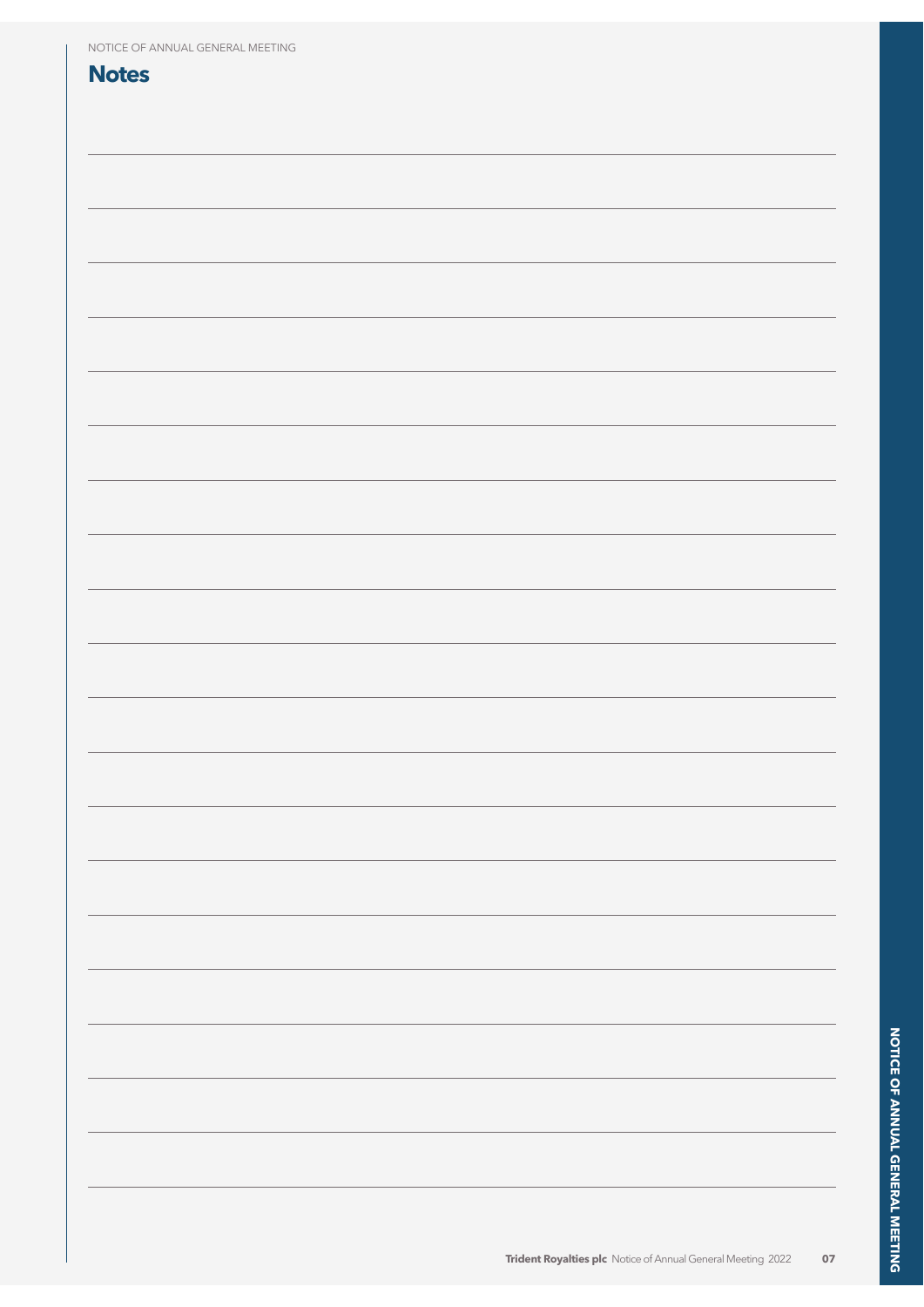## Notes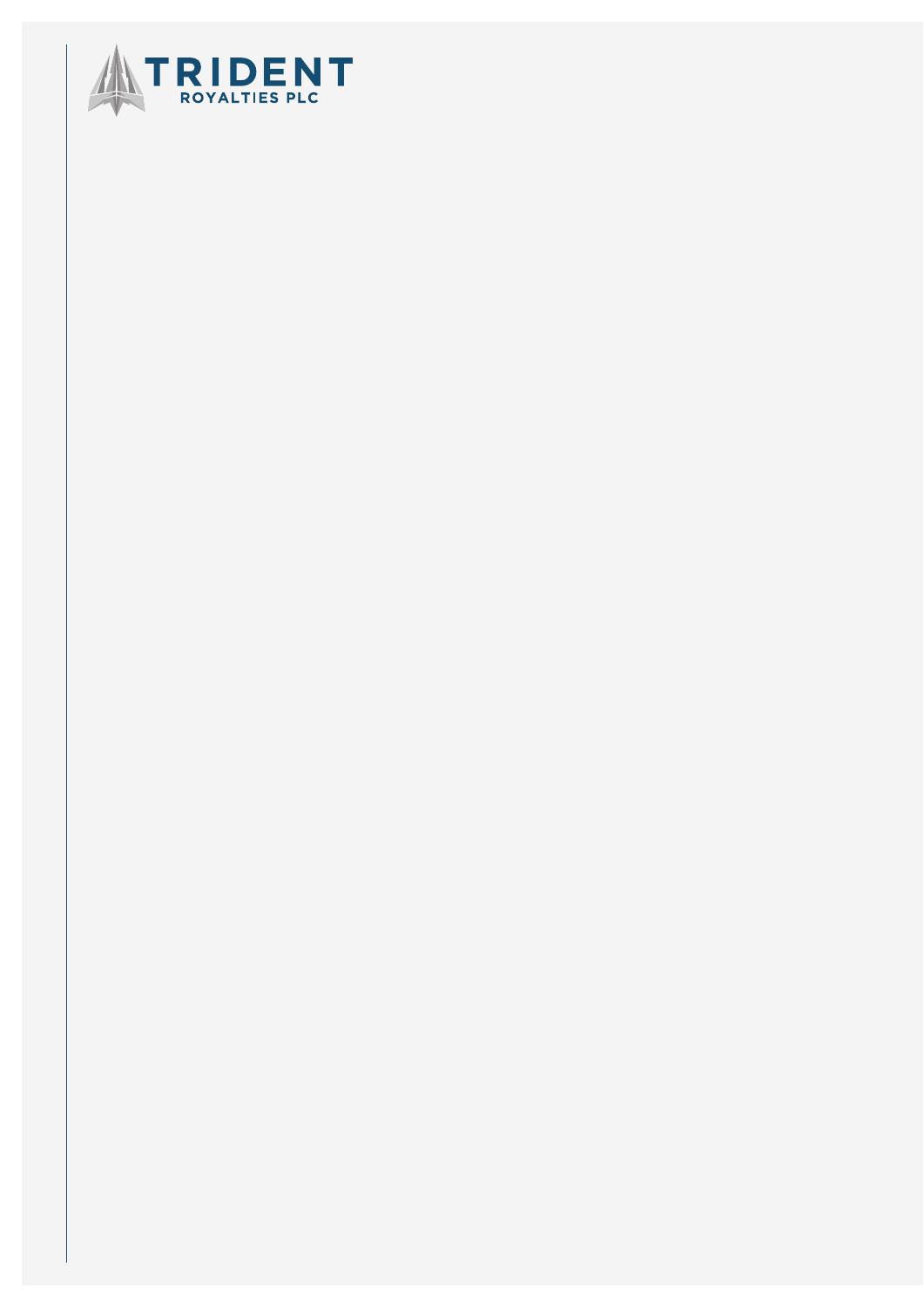TRIDENT

ROYALTIES PLC